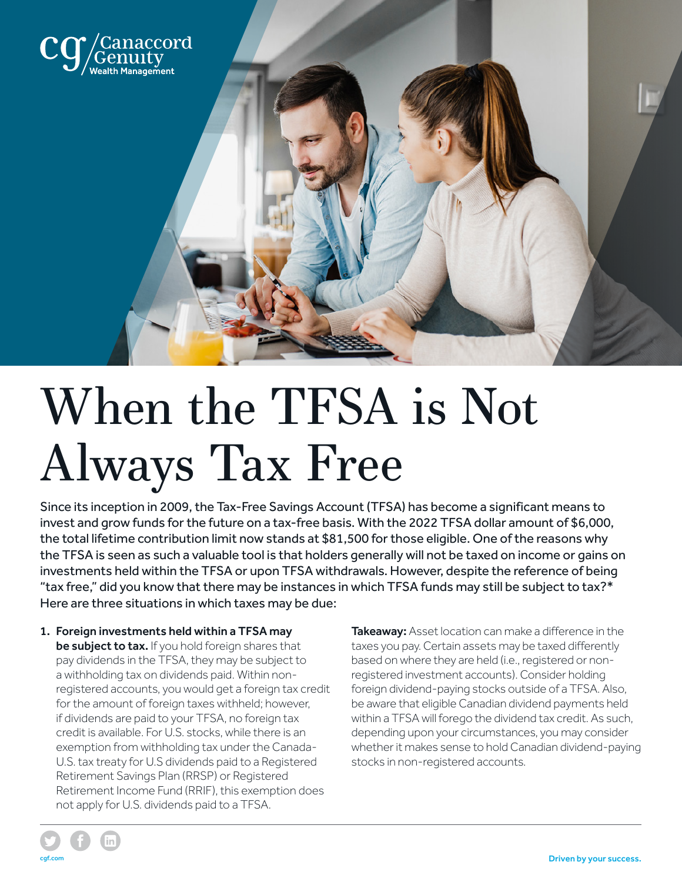# When the TFSA is Not Always Tax Free

Since its inception in 2009, the Tax-Free Savings Account (TFSA) has become a significant means to invest and grow funds for the future on a tax-free basis. With the 2022 TFSA dollar amount of $6,000, the total lifetime contribution limit now stands at $81,500 for those eligible. One of the reasons why the TFSA is seen as such a valuable tool is that holders generally will not be taxed on income or gains on investments held within the TFSA or upon TFSA withdrawals. However, despite the reference of being "tax free," did you know that there may be instances in which TFSA funds may still be subject to tax?* Here are three situations in which taxes may be due:

1. **Foreign investments held within a TFSA may be subject to tax.** If you hold foreign shares that pay dividends in the TFSA, they may be subject to a withholding tax on dividends paid. Within non-registered accounts, you would get a foreign tax credit for the amount of foreign taxes withheld; however, if dividends are paid to your TFSA, no foreign tax credit is available. For U.S. stocks, while there is an exemption from withholding tax under the Canada-U.S. tax treaty for U.S dividends paid to a Registered Retirement Savings Plan (RRSP) or Registered Retirement Income Fund (RRIF), this exemption does not apply for U.S. dividends paid to a TFSA.

**Takeaway:** Asset location can make a difference in the taxes you pay. Certain assets may be taxed differently based on where they are held (i.e., registered or non-registered investment accounts). Consider holding foreign dividend-paying stocks outside of a TFSA. Also, be aware that eligible Canadian dividend payments held within a TFSA will forego the dividend tax credit. As such, depending upon your circumstances, you may consider whether it makes sense to hold Canadian dividend-paying stocks in non-registered accounts.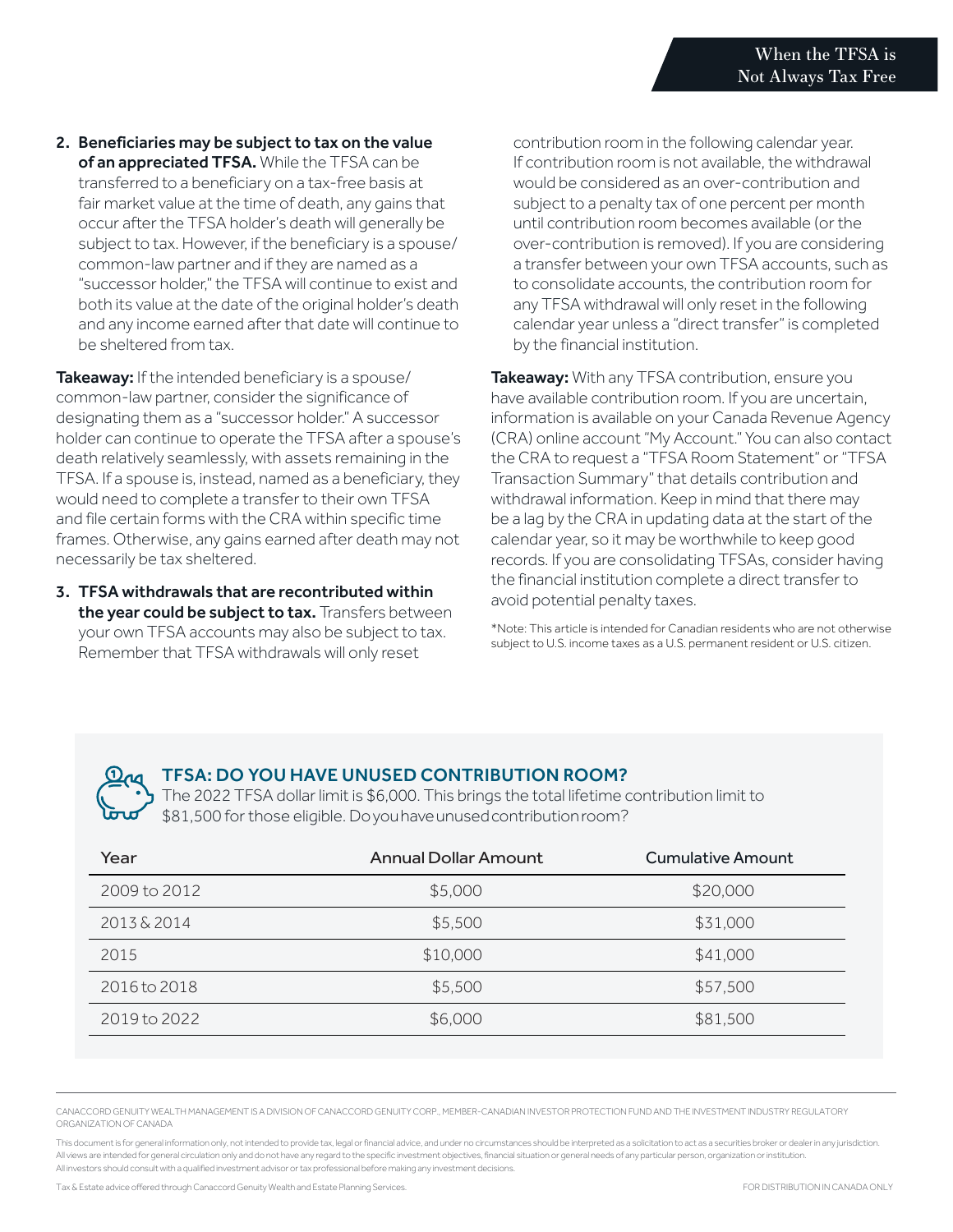2. **Beneficiaries may be subject to tax on the value of an appreciated TFSA.** While the TFSA can be transferred to a beneficiary on a tax-free basis at fair market value at the time of death, any gains that occur after the TFSA holder's death will generally be subject to tax. However, if the beneficiary is a spouse/common-law partner and if they are named as a "successor holder," the TFSA will continue to exist and both its value at the date of the original holder's death and any income earned after that date will continue to be sheltered from tax.

**Takeaway:** If the intended beneficiary is a spouse/common-law partner, consider the significance of designating them as a "successor holder." A successor holder can continue to operate the TFSA after a spouse's death relatively seamlessly, with assets remaining in the TFSA. If a spouse is, instead, named as a beneficiary, they would need to complete a transfer to their own TFSA and file certain forms with the CRA within specific time frames. Otherwise, any gains earned after death may not necessarily be tax sheltered.

3. **TFSA withdrawals that are recontributed within the year could be subject to tax.** Transfers between your own TFSA accounts may also be subject to tax. Remember that TFSA withdrawals will only reset contribution room in the following calendar year. If contribution room is not available, the withdrawal would be considered as an over-contribution and subject to a penalty tax of one percent per month until contribution room becomes available (or the over-contribution is removed). If you are considering a transfer between your own TFSA accounts, such as to consolidate accounts, the contribution room for any TFSA withdrawal will only reset in the following calendar year unless a "direct transfer" is completed by the financial institution.

**Takeaway:** With any TFSA contribution, ensure you have available contribution room. If you are uncertain, information is available on your Canada Revenue Agency (CRA) online account "My Account." You can also contact the CRA to request a "TFSA Room Statement" or "TFSA Transaction Summary" that details contribution and withdrawal information. Keep in mind that there may be a lag by the CRA in updating data at the start of the calendar year, so it may be worthwhile to keep good records. If you are consolidating TFSAs, consider having the financial institution complete a direct transfer to avoid potential penalty taxes.

*Note: This article is intended for Canadian residents who are not otherwise subject to U.S. income taxes as a U.S. permanent resident or U.S. citizen.

## TFSA: DO YOU HAVE UNUSED CONTRIBUTION ROOM?

The 2022 TFSA dollar limit is $6,000. This brings the total lifetime contribution limit to $81,500 for those eligible. Do you have unused contribution room?

| Year | Annual Dollar Amount | Cumulative Amount |
|---|---|---|
| 2009 to 2012 | $5,000 | $20,000 |
| 2013 & 2014 | $5,500 | $31,000 |
| 2015 | $10,000 | $41,000 |
| 2016 to 2018 | $5,500 | $57,500 |
| 2019 to 2022 | $6,000 | $81,500 |

CANACCORD GENUITY WEALTH MANAGEMENT IS A DIVISION OF CANACCORD GENUITY CORP., MEMBER-CANADIAN INVESTOR PROTECTION FUND AND THE INVESTMENT INDUSTRY REGULATORY ORGANIZATION OF CANADA

This document is for general information only, not intended to provide tax, legal or financial advice, and under no circumstances should be interpreted as a solicitation to act as a securities broker or dealer in any jurisdiction. All views are intended for general circulation only and do not have any regard to the specific investment objectives, financial situation or general needs of any particular person, organization or institution. All investors should consult with a qualified investment advisor or tax professional before making any investment decisions.

Tax & Estate advice offered through Canaccord Genuity Wealth and Estate Planning Services.

FOR DISTRIBUTION IN CANADA ONLY